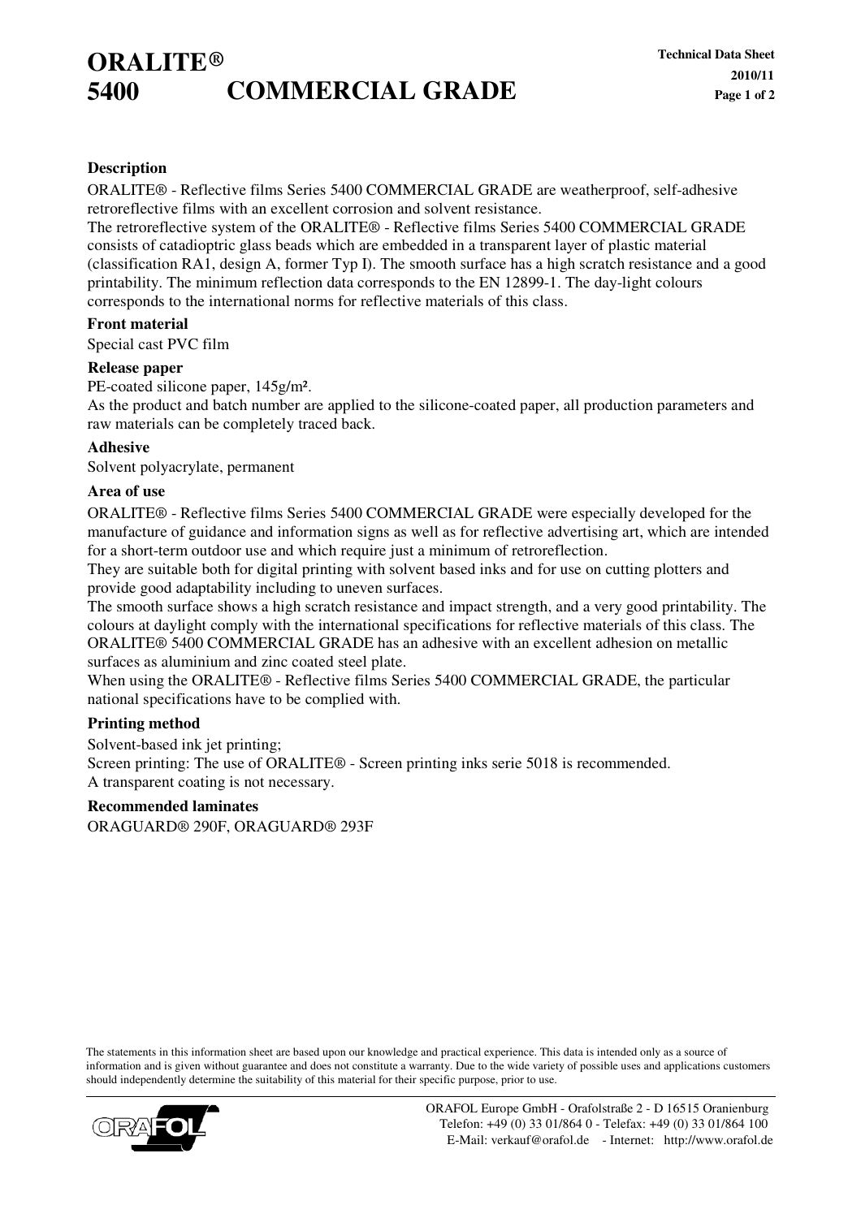# ORALITE® 5400 COMMERCIAL GRADE

Technical Data Sheet
2010/11

### Description

ORALITE® - Reflective films Series 5400 COMMERCIAL GRADE are weatherproof, self-adhesive retroreflective films with an excellent corrosion and solvent resistance.
The retroreflective system of the ORALITE® - Reflective films Series 5400 COMMERCIAL GRADE consists of catadioptric glass beads which are embedded in a transparent layer of plastic material (classification RA1, design A, former Typ I). The smooth surface has a high scratch resistance and a good printability. The minimum reflection data corresponds to the EN 12899-1. The day-light colours corresponds to the international norms for reflective materials of this class.

### Front material

Special cast PVC film

### Release paper

PE-coated silicone paper, 145g/m².
As the product and batch number are applied to the silicone-coated paper, all production parameters and raw materials can be completely traced back.

### Adhesive

Solvent polyacrylate, permanent

### Area of use

ORALITE® - Reflective films Series 5400 COMMERCIAL GRADE were especially developed for the manufacture of guidance and information signs as well as for reflective advertising art, which are intended for a short-term outdoor use and which require just a minimum of retroreflection.
They are suitable both for digital printing with solvent based inks and for use on cutting plotters and provide good adaptability including to uneven surfaces.
The smooth surface shows a high scratch resistance and impact strength, and a very good printability. The colours at daylight comply with the international specifications for reflective materials of this class. The ORALITE® 5400 COMMERCIAL GRADE has an adhesive with an excellent adhesion on metallic surfaces as aluminium and zinc coated steel plate.
When using the ORALITE® - Reflective films Series 5400 COMMERCIAL GRADE, the particular national specifications have to be complied with.

### Printing method

Solvent-based ink jet printing;
Screen printing: The use of ORALITE® - Screen printing inks serie 5018 is recommended.
A transparent coating is not necessary.

### Recommended laminates

ORAGUARD® 290F, ORAGUARD® 293F

The statements in this information sheet are based upon our knowledge and practical experience. This data is intended only as a source of information and is given without guarantee and does not constitute a warranty. Due to the wide variety of possible uses and applications customers should independently determine the suitability of this material for their specific purpose, prior to use.

ORAFOL Europe GmbH - Orafolstraße 2 - D 16515 Oranienburg
Telefon: +49 (0) 33 01/864 0 - Telefax: +49 (0) 33 01/864 100
E-Mail: verkauf@orafol.de - Internet: http://www.orafol.de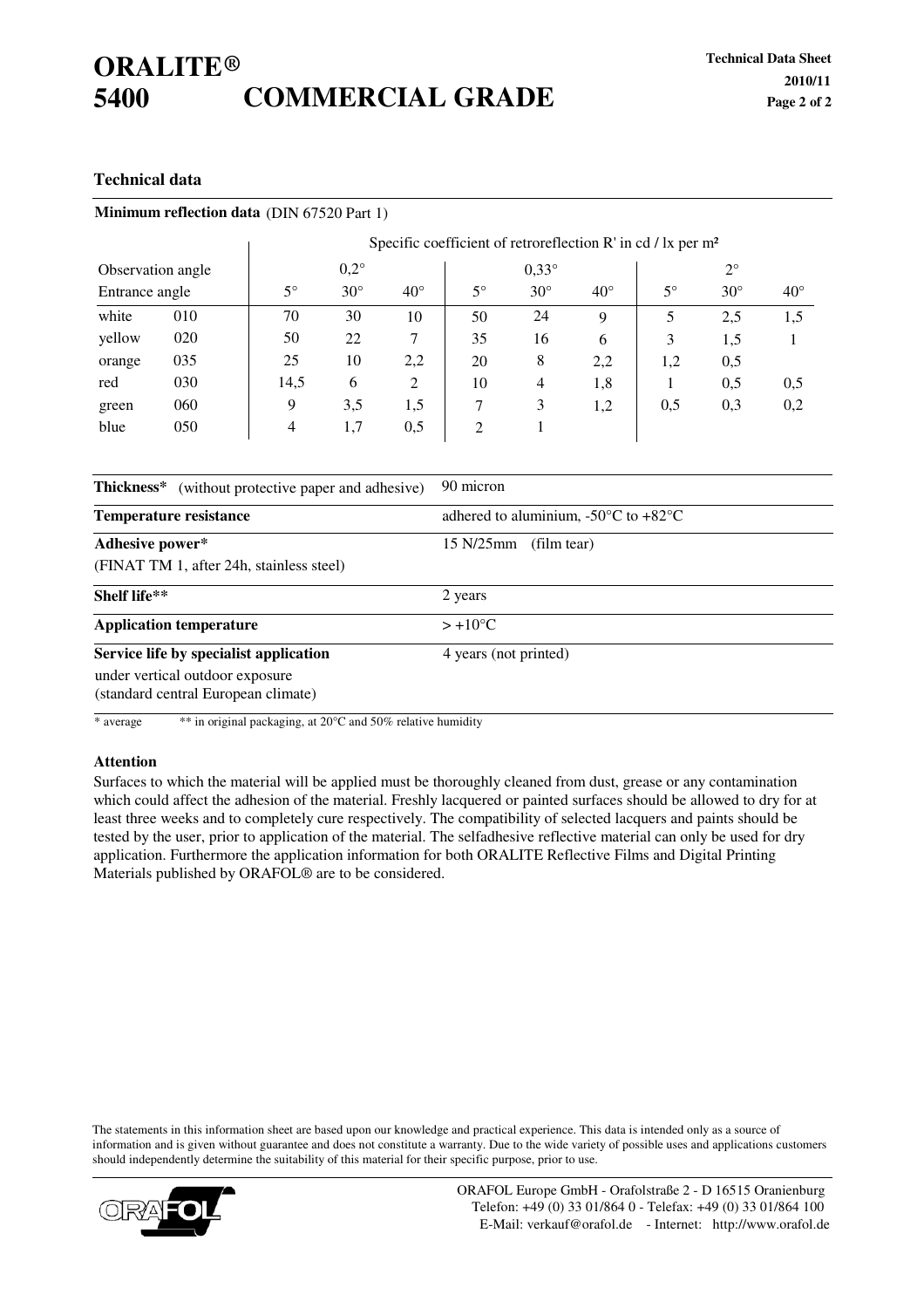# ORALITE® 5400 COMMERCIAL GRADE

Technical Data Sheet 2010/11

## Technical data

**Minimum reflection data** (DIN 67520 Part 1)

| | | Specific coefficient of retroreflection R' in cd / lx per m² | | | | | | | | |
|---|---|---|---|---|---|---|---|---|---|---|
| Observation angle | | 0,2° | | | 0,33° | | | 2° | | |
| Entrance angle | | 5° | 30° | 40° | 5° | 30° | 40° | 5° | 30° | 40° |
| white | 010 | 70 | 30 | 10 | 50 | 24 | 9 | 5 | 2,5 | 1,5 |
| yellow | 020 | 50 | 22 | 7 | 35 | 16 | 6 | 3 | 1,5 | 1 |
| orange | 035 | 25 | 10 | 2,2 | 20 | 8 | 2,2 | 1,2 | 0,5 | |
| red | 030 | 14,5 | 6 | 2 | 10 | 4 | 1,8 | 1 | 0,5 | 0,5 |
| green | 060 | 9 | 3,5 | 1,5 | 7 | 3 | 1,2 | 0,5 | 0,3 | 0,2 |
| blue | 050 | 4 | 1,7 | 0,5 | 2 | 1 | | | | |

| | |
|---|---|
| **Thickness*** (without protective paper and adhesive) | 90 micron |
| **Temperature resistance** | adhered to aluminium, -50°C to +82°C |
| **Adhesive power*** (FINAT TM 1, after 24h, stainless steel) | 15 N/25mm (film tear) |
| **Shelf life**** | 2 years |
| **Application temperature** | > +10°C |
| **Service life by specialist application** under vertical outdoor exposure (standard central European climate) | 4 years (not printed) |

\* average ** in original packaging, at 20°C and 50% relative humidity

### Attention

Surfaces to which the material will be applied must be thoroughly cleaned from dust, grease or any contamination which could affect the adhesion of the material. Freshly lacquered or painted surfaces should be allowed to dry for at least three weeks and to completely cure respectively. The compatibility of selected lacquers and paints should be tested by the user, prior to application of the material. The selfadhesive reflective material can only be used for dry application. Furthermore the application information for both ORALITE Reflective Films and Digital Printing Materials published by ORAFOL® are to be considered.

The statements in this information sheet are based upon our knowledge and practical experience. This data is intended only as a source of information and is given without guarantee and does not constitute a warranty. Due to the wide variety of possible uses and applications customers should independently determine the suitability of this material for their specific purpose, prior to use.

ORAFOL Europe GmbH - Orafolstraße 2 - D 16515 Oranienburg
Telefon: +49 (0) 33 01/864 0 - Telefax: +49 (0) 33 01/864 100
E-Mail: verkauf@orafol.de - Internet: http://www.orafol.de